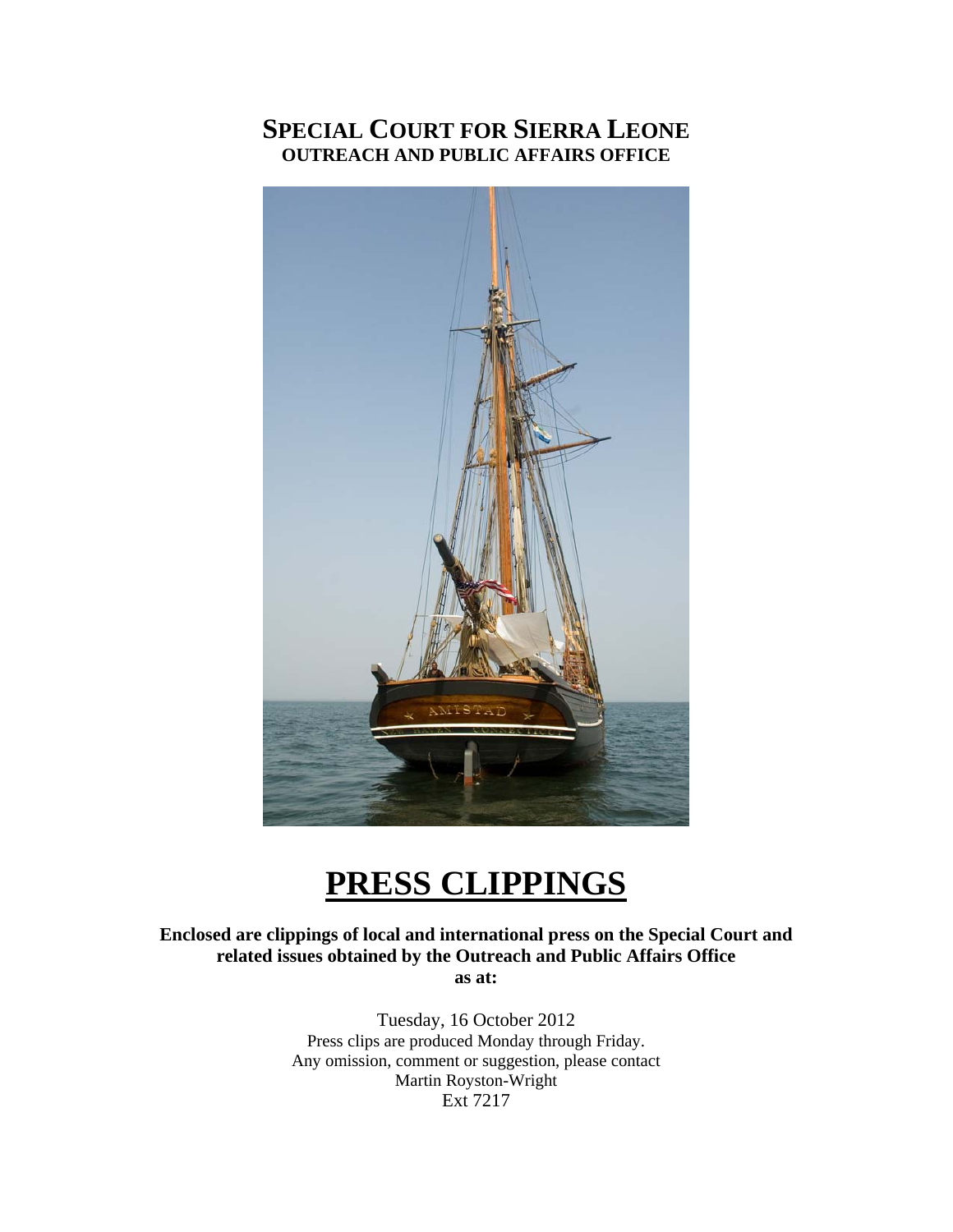# SPECIAL COURT FOR SIERRA LEONE

**OUTREACH AND PUBLIC AFFAIRS OFFICE**

# PRESS CLIPPINGS

**Enclosed are clippings of local and international press on the Special Court and related issues obtained by the Outreach and Public Affairs Office as at:**

Tuesday, 16 October 2012

Press clips are produced Monday through Friday.

Any omission, comment or suggestion, please contact

Martin Royston-Wright

Ext 7217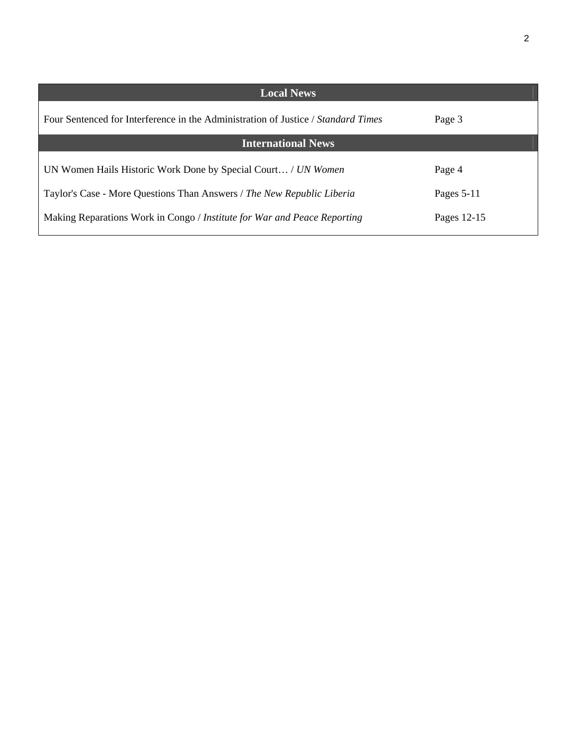| Local News | |
|---|---|
| Four Sentenced for Interference in the Administration of Justice / *Standard Times* | Page 3 |
| **International News** | |
| UN Women Hails Historic Work Done by Special Court… / *UN Women* | Page 4 |
| Taylor's Case - More Questions Than Answers / *The New Republic Liberia* | Pages 5-11 |
| Making Reparations Work in Congo / *Institute for War and Peace Reporting* | Pages 12-15 |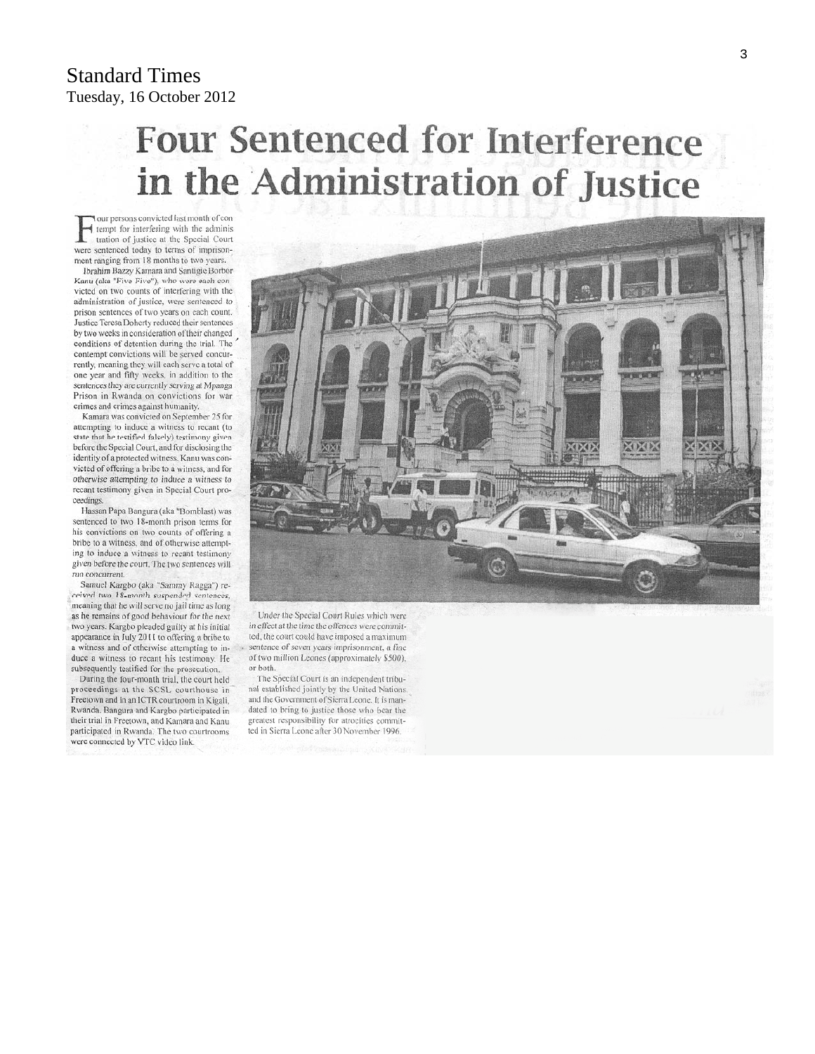Standard Times
Tuesday, 16 October 2012

# Four Sentenced for Interference in the Administration of Justice

Four persons convicted last month of contempt for interfering with the administration of justice at the Special Court were sentenced today to terms of imprisonment ranging from 18 months to two years.

Ibrahim Bazzy Kamara and Santigie Borbor Kanu (aka "Five Five"), who were each convicted on two counts of interfering with the administration of justice, were sentenced to prison sentences of two years on each count. Justice Teresa Doherty reduced their sentences by two weeks in consideration of their changed conditions of detention during the trial. The contempt convictions will be served concurrently, meaning they will each serve a total of one year and fifty weeks, in addition to the sentences they are currently serving at Mpanga Prison in Rwanda on convictions for war crimes and crimes against humanity.

Kamara was convicted on September 25 for attempting to induce a witness to recant (to state that he testified falsely) testimony given before the Special Court, and for disclosing the identity of a protected witness. Kanu was convicted of offering a bribe to a witness, and for otherwise attempting to induce a witness to recant testimony given in Special Court proceedings.

Hassan Papa Bangura (aka "Bomblast) was sentenced to two 18-month prison terms for his convictions on two counts of offering a bribe to a witness, and of otherwise attempting to induce a witness to recant testimony given before the court. The two sentences will run concurrent.

Samuel Kargbo (aka "Sammy Ragga") received two 18-month suspended sentences, meaning that he will serve no jail time as long as he remains of good behaviour for the next two years. Kargbo pleaded guilty at his initial appearance in July 2011 to offering a bribe to a witness and of otherwise attempting to induce a witness to recant his testimony. He subsequently testified for the prosecution.

During the four-month trial, the court held proceedings at the SCSL courthouse in Freetown and in an ICTR courtroom in Kigali, Rwanda. Bangura and Kargbo participated in their trial in Freetown, and Kamara and Kanu participated in Rwanda. The two courtrooms were connected by VTC video link.

Under the Special Court Rules which were in effect at the time the offences were committed, the court could have imposed a maximum sentence of seven years imprisonment, a fine of two million Leones (approximately $500), or both.

The Special Court is an independent tribunal established jointly by the United Nations and the Government of Sierra Leone. It is mandated to bring to justice those who bear the greatest responsibility for atrocities committed in Sierra Leone after 30 November 1996.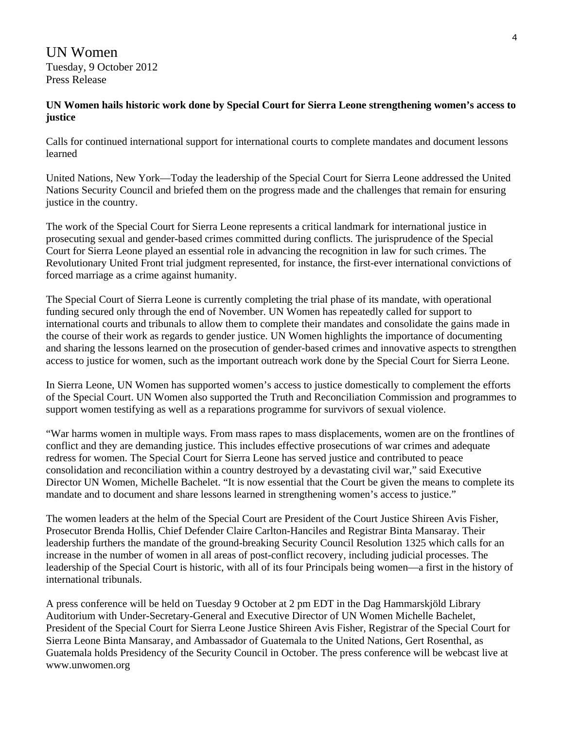# UN Women

Tuesday, 9 October 2012
Press Release

**UN Women hails historic work done by Special Court for Sierra Leone strengthening women's access to justice**

Calls for continued international support for international courts to complete mandates and document lessons learned

United Nations, New York—Today the leadership of the Special Court for Sierra Leone addressed the United Nations Security Council and briefed them on the progress made and the challenges that remain for ensuring justice in the country.

The work of the Special Court for Sierra Leone represents a critical landmark for international justice in prosecuting sexual and gender-based crimes committed during conflicts. The jurisprudence of the Special Court for Sierra Leone played an essential role in advancing the recognition in law for such crimes. The Revolutionary United Front trial judgment represented, for instance, the first-ever international convictions of forced marriage as a crime against humanity.

The Special Court of Sierra Leone is currently completing the trial phase of its mandate, with operational funding secured only through the end of November. UN Women has repeatedly called for support to international courts and tribunals to allow them to complete their mandates and consolidate the gains made in the course of their work as regards to gender justice. UN Women highlights the importance of documenting and sharing the lessons learned on the prosecution of gender-based crimes and innovative aspects to strengthen access to justice for women, such as the important outreach work done by the Special Court for Sierra Leone.

In Sierra Leone, UN Women has supported women's access to justice domestically to complement the efforts of the Special Court. UN Women also supported the Truth and Reconciliation Commission and programmes to support women testifying as well as a reparations programme for survivors of sexual violence.

"War harms women in multiple ways. From mass rapes to mass displacements, women are on the frontlines of conflict and they are demanding justice. This includes effective prosecutions of war crimes and adequate redress for women. The Special Court for Sierra Leone has served justice and contributed to peace consolidation and reconciliation within a country destroyed by a devastating civil war," said Executive Director UN Women, Michelle Bachelet. "It is now essential that the Court be given the means to complete its mandate and to document and share lessons learned in strengthening women's access to justice."

The women leaders at the helm of the Special Court are President of the Court Justice Shireen Avis Fisher, Prosecutor Brenda Hollis, Chief Defender Claire Carlton-Hanciles and Registrar Binta Mansaray. Their leadership furthers the mandate of the ground-breaking Security Council Resolution 1325 which calls for an increase in the number of women in all areas of post-conflict recovery, including judicial processes. The leadership of the Special Court is historic, with all of its four Principals being women—a first in the history of international tribunals.

A press conference will be held on Tuesday 9 October at 2 pm EDT in the Dag Hammarskjöld Library Auditorium with Under-Secretary-General and Executive Director of UN Women Michelle Bachelet, President of the Special Court for Sierra Leone Justice Shireen Avis Fisher, Registrar of the Special Court for Sierra Leone Binta Mansaray, and Ambassador of Guatemala to the United Nations, Gert Rosenthal, as Guatemala holds Presidency of the Security Council in October. The press conference will be webcast live at www.unwomen.org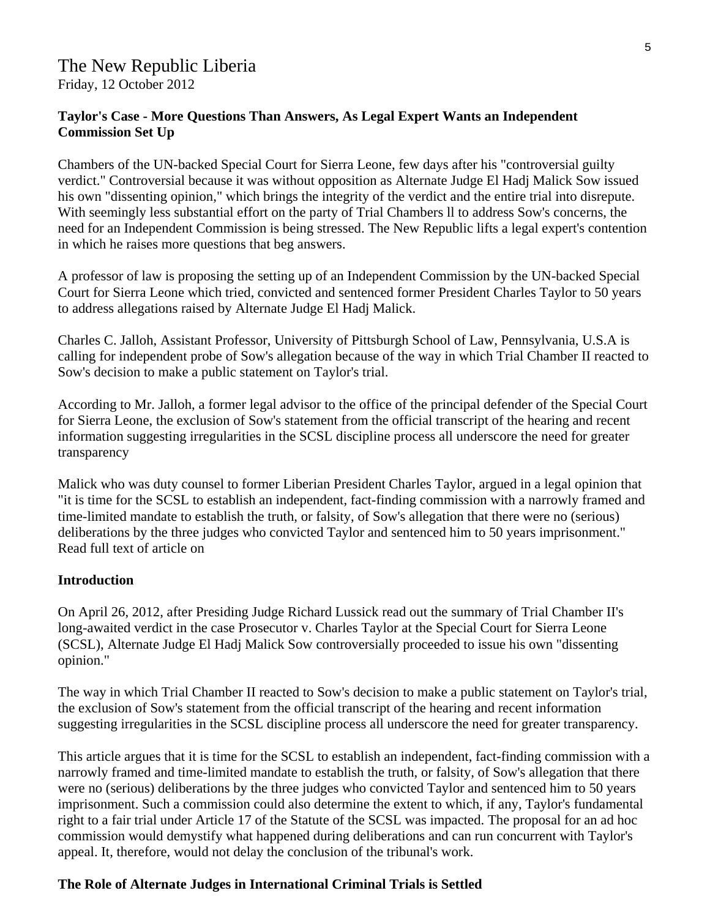The New Republic Liberia
Friday, 12 October 2012

**Taylor's Case - More Questions Than Answers, As Legal Expert Wants an Independent Commission Set Up**

Chambers of the UN-backed Special Court for Sierra Leone, few days after his "controversial guilty verdict." Controversial because it was without opposition as Alternate Judge El Hadj Malick Sow issued his own "dissenting opinion," which brings the integrity of the verdict and the entire trial into disrepute. With seemingly less substantial effort on the party of Trial Chambers ll to address Sow's concerns, the need for an Independent Commission is being stressed. The New Republic lifts a legal expert's contention in which he raises more questions that beg answers.

A professor of law is proposing the setting up of an Independent Commission by the UN-backed Special Court for Sierra Leone which tried, convicted and sentenced former President Charles Taylor to 50 years to address allegations raised by Alternate Judge El Hadj Malick.

Charles C. Jalloh, Assistant Professor, University of Pittsburgh School of Law, Pennsylvania, U.S.A is calling for independent probe of Sow's allegation because of the way in which Trial Chamber II reacted to Sow's decision to make a public statement on Taylor's trial.

According to Mr. Jalloh, a former legal advisor to the office of the principal defender of the Special Court for Sierra Leone, the exclusion of Sow's statement from the official transcript of the hearing and recent information suggesting irregularities in the SCSL discipline process all underscore the need for greater transparency

Malick who was duty counsel to former Liberian President Charles Taylor, argued in a legal opinion that "it is time for the SCSL to establish an independent, fact-finding commission with a narrowly framed and time-limited mandate to establish the truth, or falsity, of Sow's allegation that there were no (serious) deliberations by the three judges who convicted Taylor and sentenced him to 50 years imprisonment." Read full text of article on

**Introduction**

On April 26, 2012, after Presiding Judge Richard Lussick read out the summary of Trial Chamber II's long-awaited verdict in the case Prosecutor v. Charles Taylor at the Special Court for Sierra Leone (SCSL), Alternate Judge El Hadj Malick Sow controversially proceeded to issue his own "dissenting opinion."

The way in which Trial Chamber II reacted to Sow's decision to make a public statement on Taylor's trial, the exclusion of Sow's statement from the official transcript of the hearing and recent information suggesting irregularities in the SCSL discipline process all underscore the need for greater transparency.

This article argues that it is time for the SCSL to establish an independent, fact-finding commission with a narrowly framed and time-limited mandate to establish the truth, or falsity, of Sow's allegation that there were no (serious) deliberations by the three judges who convicted Taylor and sentenced him to 50 years imprisonment. Such a commission could also determine the extent to which, if any, Taylor's fundamental right to a fair trial under Article 17 of the Statute of the SCSL was impacted. The proposal for an ad hoc commission would demystify what happened during deliberations and can run concurrent with Taylor's appeal. It, therefore, would not delay the conclusion of the tribunal's work.

**The Role of Alternate Judges in International Criminal Trials is Settled**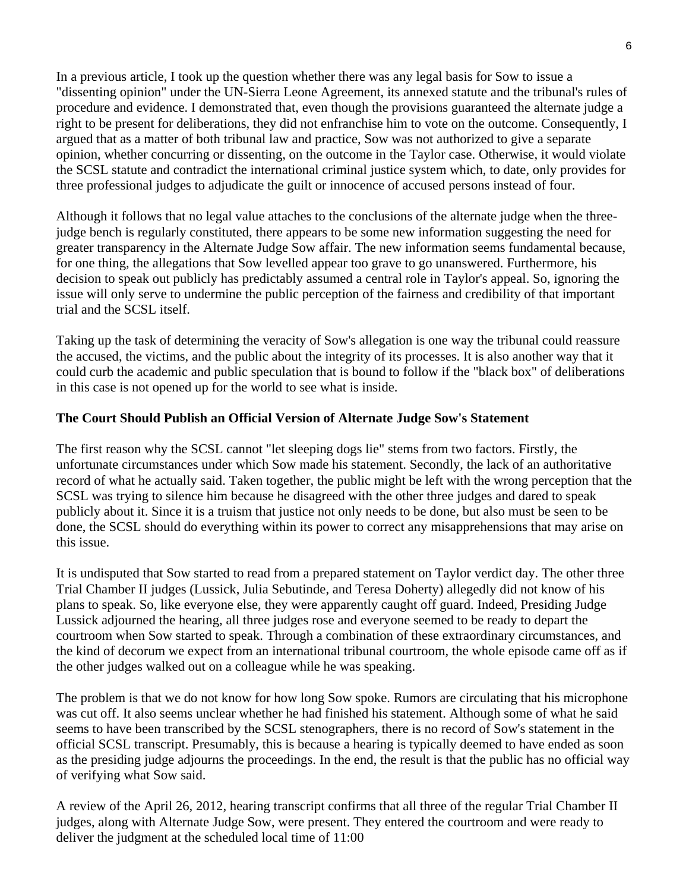In a previous article, I took up the question whether there was any legal basis for Sow to issue a "dissenting opinion" under the UN-Sierra Leone Agreement, its annexed statute and the tribunal's rules of procedure and evidence. I demonstrated that, even though the provisions guaranteed the alternate judge a right to be present for deliberations, they did not enfranchise him to vote on the outcome. Consequently, I argued that as a matter of both tribunal law and practice, Sow was not authorized to give a separate opinion, whether concurring or dissenting, on the outcome in the Taylor case. Otherwise, it would violate the SCSL statute and contradict the international criminal justice system which, to date, only provides for three professional judges to adjudicate the guilt or innocence of accused persons instead of four.

Although it follows that no legal value attaches to the conclusions of the alternate judge when the three-judge bench is regularly constituted, there appears to be some new information suggesting the need for greater transparency in the Alternate Judge Sow affair. The new information seems fundamental because, for one thing, the allegations that Sow levelled appear too grave to go unanswered. Furthermore, his decision to speak out publicly has predictably assumed a central role in Taylor's appeal. So, ignoring the issue will only serve to undermine the public perception of the fairness and credibility of that important trial and the SCSL itself.

Taking up the task of determining the veracity of Sow's allegation is one way the tribunal could reassure the accused, the victims, and the public about the integrity of its processes. It is also another way that it could curb the academic and public speculation that is bound to follow if the "black box" of deliberations in this case is not opened up for the world to see what is inside.

**The Court Should Publish an Official Version of Alternate Judge Sow's Statement**

The first reason why the SCSL cannot "let sleeping dogs lie" stems from two factors. Firstly, the unfortunate circumstances under which Sow made his statement. Secondly, the lack of an authoritative record of what he actually said. Taken together, the public might be left with the wrong perception that the SCSL was trying to silence him because he disagreed with the other three judges and dared to speak publicly about it. Since it is a truism that justice not only needs to be done, but also must be seen to be done, the SCSL should do everything within its power to correct any misapprehensions that may arise on this issue.

It is undisputed that Sow started to read from a prepared statement on Taylor verdict day. The other three Trial Chamber II judges (Lussick, Julia Sebutinde, and Teresa Doherty) allegedly did not know of his plans to speak. So, like everyone else, they were apparently caught off guard. Indeed, Presiding Judge Lussick adjourned the hearing, all three judges rose and everyone seemed to be ready to depart the courtroom when Sow started to speak. Through a combination of these extraordinary circumstances, and the kind of decorum we expect from an international tribunal courtroom, the whole episode came off as if the other judges walked out on a colleague while he was speaking.

The problem is that we do not know for how long Sow spoke. Rumors are circulating that his microphone was cut off. It also seems unclear whether he had finished his statement. Although some of what he said seems to have been transcribed by the SCSL stenographers, there is no record of Sow's statement in the official SCSL transcript. Presumably, this is because a hearing is typically deemed to have ended as soon as the presiding judge adjourns the proceedings. In the end, the result is that the public has no official way of verifying what Sow said.

A review of the April 26, 2012, hearing transcript confirms that all three of the regular Trial Chamber II judges, along with Alternate Judge Sow, were present. They entered the courtroom and were ready to deliver the judgment at the scheduled local time of 11:00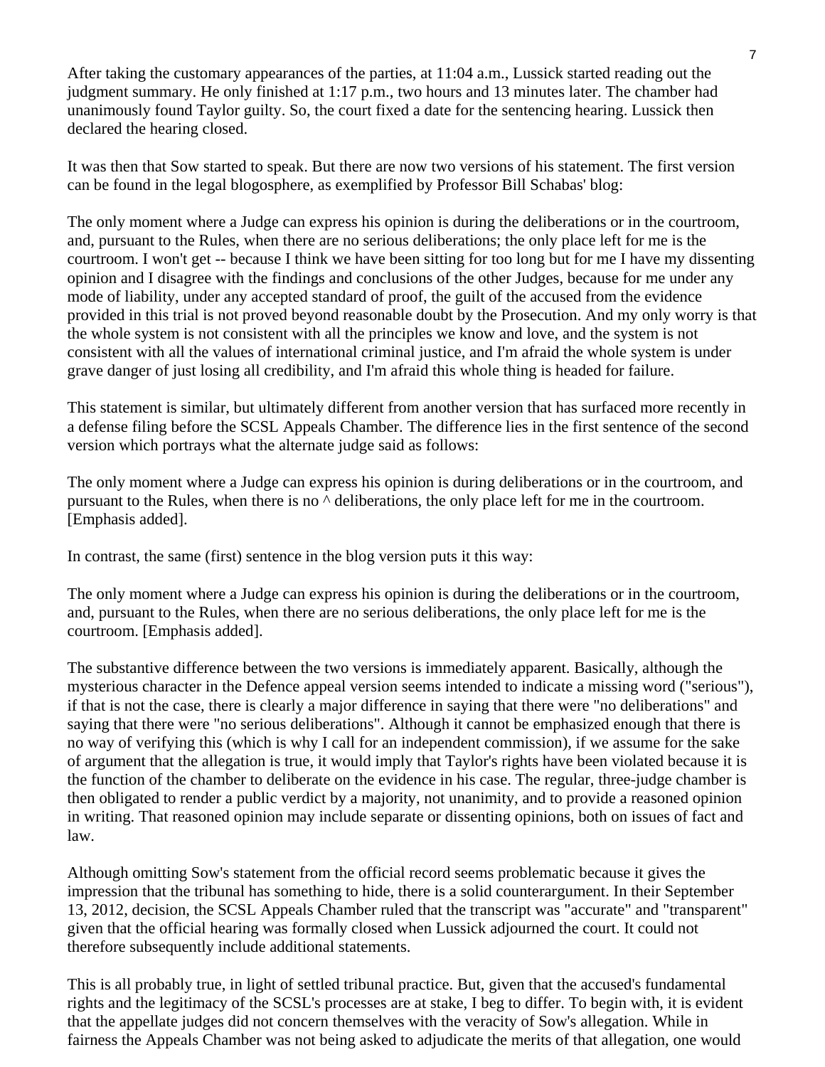After taking the customary appearances of the parties, at 11:04 a.m., Lussick started reading out the judgment summary. He only finished at 1:17 p.m., two hours and 13 minutes later. The chamber had unanimously found Taylor guilty. So, the court fixed a date for the sentencing hearing. Lussick then declared the hearing closed.

It was then that Sow started to speak. But there are now two versions of his statement. The first version can be found in the legal blogosphere, as exemplified by Professor Bill Schabas' blog:

The only moment where a Judge can express his opinion is during the deliberations or in the courtroom, and, pursuant to the Rules, when there are no serious deliberations; the only place left for me is the courtroom. I won't get -- because I think we have been sitting for too long but for me I have my dissenting opinion and I disagree with the findings and conclusions of the other Judges, because for me under any mode of liability, under any accepted standard of proof, the guilt of the accused from the evidence provided in this trial is not proved beyond reasonable doubt by the Prosecution. And my only worry is that the whole system is not consistent with all the principles we know and love, and the system is not consistent with all the values of international criminal justice, and I'm afraid the whole system is under grave danger of just losing all credibility, and I'm afraid this whole thing is headed for failure.

This statement is similar, but ultimately different from another version that has surfaced more recently in a defense filing before the SCSL Appeals Chamber. The difference lies in the first sentence of the second version which portrays what the alternate judge said as follows:

The only moment where a Judge can express his opinion is during deliberations or in the courtroom, and pursuant to the Rules, when there is no ^ deliberations, the only place left for me in the courtroom. [Emphasis added].

In contrast, the same (first) sentence in the blog version puts it this way:

The only moment where a Judge can express his opinion is during the deliberations or in the courtroom, and, pursuant to the Rules, when there are no serious deliberations, the only place left for me is the courtroom. [Emphasis added].

The substantive difference between the two versions is immediately apparent. Basically, although the mysterious character in the Defence appeal version seems intended to indicate a missing word ("serious"), if that is not the case, there is clearly a major difference in saying that there were "no deliberations" and saying that there were "no serious deliberations". Although it cannot be emphasized enough that there is no way of verifying this (which is why I call for an independent commission), if we assume for the sake of argument that the allegation is true, it would imply that Taylor's rights have been violated because it is the function of the chamber to deliberate on the evidence in his case. The regular, three-judge chamber is then obligated to render a public verdict by a majority, not unanimity, and to provide a reasoned opinion in writing. That reasoned opinion may include separate or dissenting opinions, both on issues of fact and law.

Although omitting Sow's statement from the official record seems problematic because it gives the impression that the tribunal has something to hide, there is a solid counterargument. In their September 13, 2012, decision, the SCSL Appeals Chamber ruled that the transcript was "accurate" and "transparent" given that the official hearing was formally closed when Lussick adjourned the court. It could not therefore subsequently include additional statements.

This is all probably true, in light of settled tribunal practice. But, given that the accused's fundamental rights and the legitimacy of the SCSL's processes are at stake, I beg to differ. To begin with, it is evident that the appellate judges did not concern themselves with the veracity of Sow's allegation. While in fairness the Appeals Chamber was not being asked to adjudicate the merits of that allegation, one would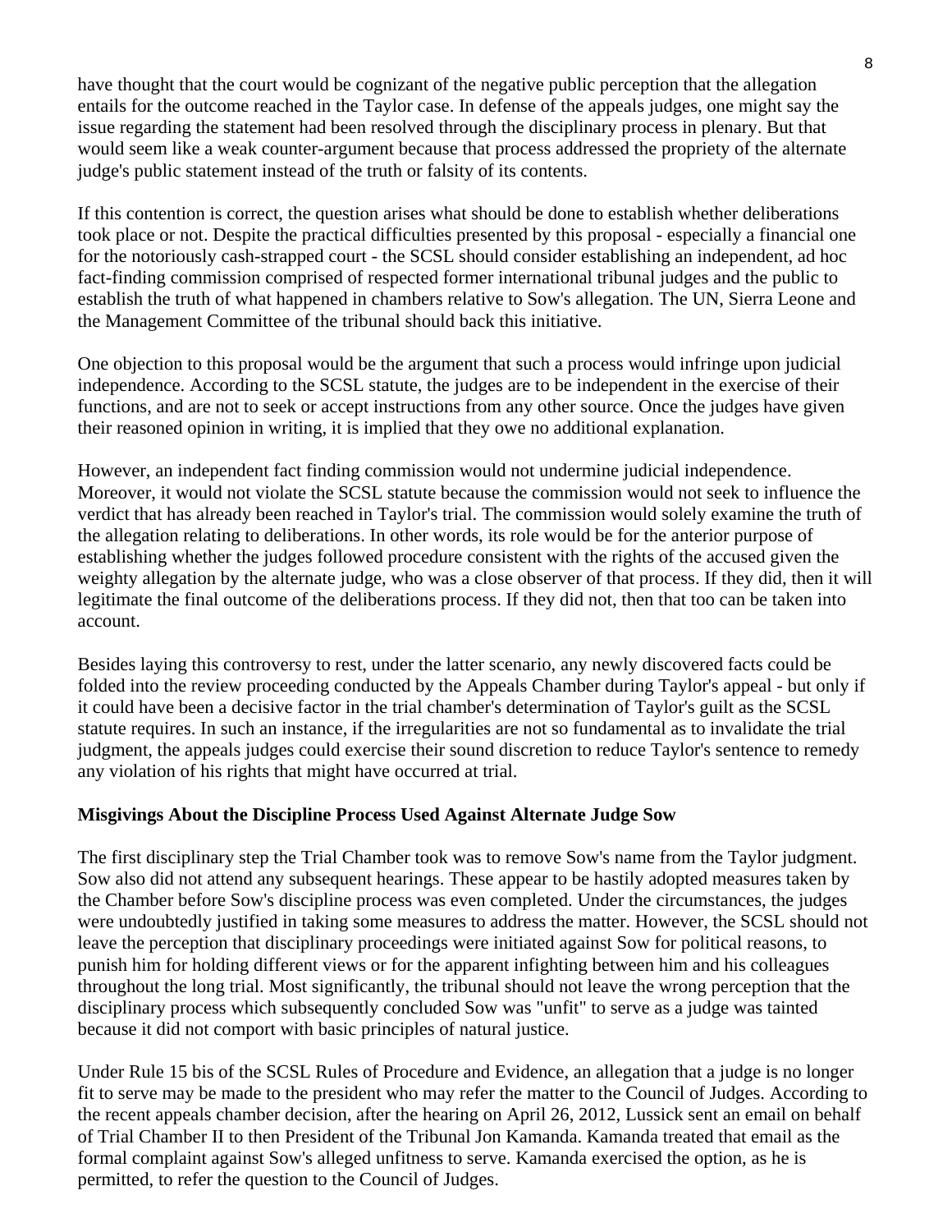have thought that the court would be cognizant of the negative public perception that the allegation entails for the outcome reached in the Taylor case. In defense of the appeals judges, one might say the issue regarding the statement had been resolved through the disciplinary process in plenary. But that would seem like a weak counter-argument because that process addressed the propriety of the alternate judge's public statement instead of the truth or falsity of its contents.

If this contention is correct, the question arises what should be done to establish whether deliberations took place or not. Despite the practical difficulties presented by this proposal - especially a financial one for the notoriously cash-strapped court - the SCSL should consider establishing an independent, ad hoc fact-finding commission comprised of respected former international tribunal judges and the public to establish the truth of what happened in chambers relative to Sow's allegation. The UN, Sierra Leone and the Management Committee of the tribunal should back this initiative.

One objection to this proposal would be the argument that such a process would infringe upon judicial independence. According to the SCSL statute, the judges are to be independent in the exercise of their functions, and are not to seek or accept instructions from any other source. Once the judges have given their reasoned opinion in writing, it is implied that they owe no additional explanation.

However, an independent fact finding commission would not undermine judicial independence. Moreover, it would not violate the SCSL statute because the commission would not seek to influence the verdict that has already been reached in Taylor's trial. The commission would solely examine the truth of the allegation relating to deliberations. In other words, its role would be for the anterior purpose of establishing whether the judges followed procedure consistent with the rights of the accused given the weighty allegation by the alternate judge, who was a close observer of that process. If they did, then it will legitimate the final outcome of the deliberations process. If they did not, then that too can be taken into account.

Besides laying this controversy to rest, under the latter scenario, any newly discovered facts could be folded into the review proceeding conducted by the Appeals Chamber during Taylor's appeal - but only if it could have been a decisive factor in the trial chamber's determination of Taylor's guilt as the SCSL statute requires. In such an instance, if the irregularities are not so fundamental as to invalidate the trial judgment, the appeals judges could exercise their sound discretion to reduce Taylor's sentence to remedy any violation of his rights that might have occurred at trial.

**Misgivings About the Discipline Process Used Against Alternate Judge Sow**

The first disciplinary step the Trial Chamber took was to remove Sow's name from the Taylor judgment. Sow also did not attend any subsequent hearings. These appear to be hastily adopted measures taken by the Chamber before Sow's discipline process was even completed. Under the circumstances, the judges were undoubtedly justified in taking some measures to address the matter. However, the SCSL should not leave the perception that disciplinary proceedings were initiated against Sow for political reasons, to punish him for holding different views or for the apparent infighting between him and his colleagues throughout the long trial. Most significantly, the tribunal should not leave the wrong perception that the disciplinary process which subsequently concluded Sow was "unfit" to serve as a judge was tainted because it did not comport with basic principles of natural justice.

Under Rule 15 bis of the SCSL Rules of Procedure and Evidence, an allegation that a judge is no longer fit to serve may be made to the president who may refer the matter to the Council of Judges. According to the recent appeals chamber decision, after the hearing on April 26, 2012, Lussick sent an email on behalf of Trial Chamber II to then President of the Tribunal Jon Kamanda. Kamanda treated that email as the formal complaint against Sow's alleged unfitness to serve. Kamanda exercised the option, as he is permitted, to refer the question to the Council of Judges.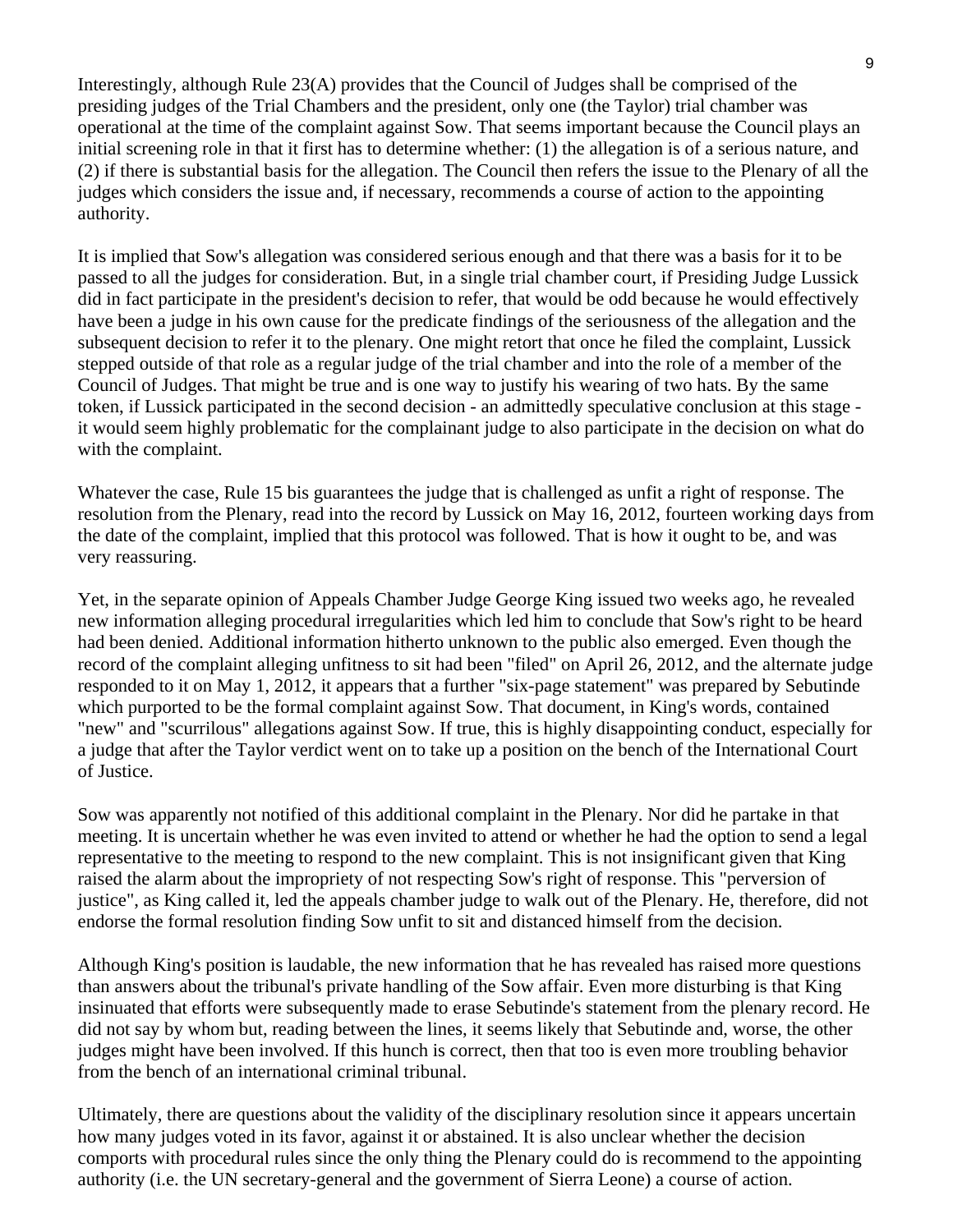Interestingly, although Rule 23(A) provides that the Council of Judges shall be comprised of the presiding judges of the Trial Chambers and the president, only one (the Taylor) trial chamber was operational at the time of the complaint against Sow. That seems important because the Council plays an initial screening role in that it first has to determine whether: (1) the allegation is of a serious nature, and (2) if there is substantial basis for the allegation. The Council then refers the issue to the Plenary of all the judges which considers the issue and, if necessary, recommends a course of action to the appointing authority.

It is implied that Sow's allegation was considered serious enough and that there was a basis for it to be passed to all the judges for consideration. But, in a single trial chamber court, if Presiding Judge Lussick did in fact participate in the president's decision to refer, that would be odd because he would effectively have been a judge in his own cause for the predicate findings of the seriousness of the allegation and the subsequent decision to refer it to the plenary. One might retort that once he filed the complaint, Lussick stepped outside of that role as a regular judge of the trial chamber and into the role of a member of the Council of Judges. That might be true and is one way to justify his wearing of two hats. By the same token, if Lussick participated in the second decision - an admittedly speculative conclusion at this stage - it would seem highly problematic for the complainant judge to also participate in the decision on what do with the complaint.

Whatever the case, Rule 15 bis guarantees the judge that is challenged as unfit a right of response. The resolution from the Plenary, read into the record by Lussick on May 16, 2012, fourteen working days from the date of the complaint, implied that this protocol was followed. That is how it ought to be, and was very reassuring.

Yet, in the separate opinion of Appeals Chamber Judge George King issued two weeks ago, he revealed new information alleging procedural irregularities which led him to conclude that Sow's right to be heard had been denied. Additional information hitherto unknown to the public also emerged. Even though the record of the complaint alleging unfitness to sit had been "filed" on April 26, 2012, and the alternate judge responded to it on May 1, 2012, it appears that a further "six-page statement" was prepared by Sebutinde which purported to be the formal complaint against Sow. That document, in King's words, contained "new" and "scurrilous" allegations against Sow. If true, this is highly disappointing conduct, especially for a judge that after the Taylor verdict went on to take up a position on the bench of the International Court of Justice.

Sow was apparently not notified of this additional complaint in the Plenary. Nor did he partake in that meeting. It is uncertain whether he was even invited to attend or whether he had the option to send a legal representative to the meeting to respond to the new complaint. This is not insignificant given that King raised the alarm about the impropriety of not respecting Sow's right of response. This "perversion of justice", as King called it, led the appeals chamber judge to walk out of the Plenary. He, therefore, did not endorse the formal resolution finding Sow unfit to sit and distanced himself from the decision.

Although King's position is laudable, the new information that he has revealed has raised more questions than answers about the tribunal's private handling of the Sow affair. Even more disturbing is that King insinuated that efforts were subsequently made to erase Sebutinde's statement from the plenary record. He did not say by whom but, reading between the lines, it seems likely that Sebutinde and, worse, the other judges might have been involved. If this hunch is correct, then that too is even more troubling behavior from the bench of an international criminal tribunal.

Ultimately, there are questions about the validity of the disciplinary resolution since it appears uncertain how many judges voted in its favor, against it or abstained. It is also unclear whether the decision comports with procedural rules since the only thing the Plenary could do is recommend to the appointing authority (i.e. the UN secretary-general and the government of Sierra Leone) a course of action.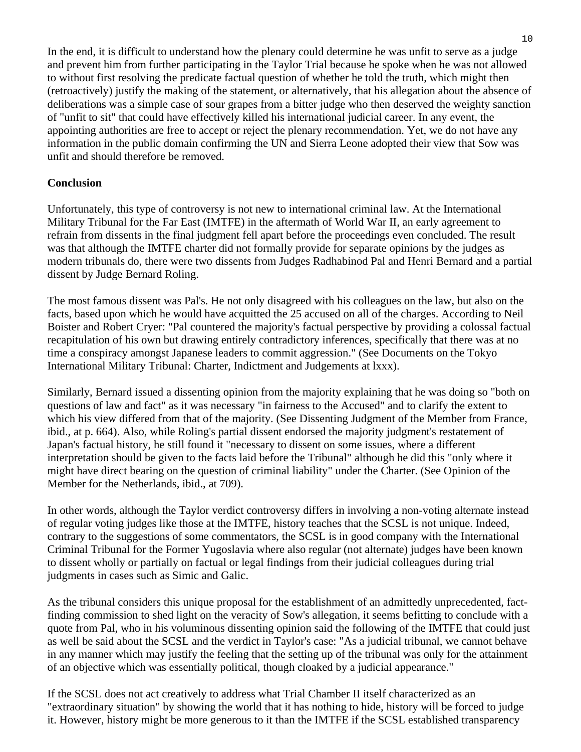In the end, it is difficult to understand how the plenary could determine he was unfit to serve as a judge and prevent him from further participating in the Taylor Trial because he spoke when he was not allowed to without first resolving the predicate factual question of whether he told the truth, which might then (retroactively) justify the making of the statement, or alternatively, that his allegation about the absence of deliberations was a simple case of sour grapes from a bitter judge who then deserved the weighty sanction of "unfit to sit" that could have effectively killed his international judicial career. In any event, the appointing authorities are free to accept or reject the plenary recommendation. Yet, we do not have any information in the public domain confirming the UN and Sierra Leone adopted their view that Sow was unfit and should therefore be removed.

**Conclusion**

Unfortunately, this type of controversy is not new to international criminal law. At the International Military Tribunal for the Far East (IMTFE) in the aftermath of World War II, an early agreement to refrain from dissents in the final judgment fell apart before the proceedings even concluded. The result was that although the IMTFE charter did not formally provide for separate opinions by the judges as modern tribunals do, there were two dissents from Judges Radhabinod Pal and Henri Bernard and a partial dissent by Judge Bernard Roling.

The most famous dissent was Pal's. He not only disagreed with his colleagues on the law, but also on the facts, based upon which he would have acquitted the 25 accused on all of the charges. According to Neil Boister and Robert Cryer: "Pal countered the majority's factual perspective by providing a colossal factual recapitulation of his own but drawing entirely contradictory inferences, specifically that there was at no time a conspiracy amongst Japanese leaders to commit aggression." (See Documents on the Tokyo International Military Tribunal: Charter, Indictment and Judgements at lxxx).

Similarly, Bernard issued a dissenting opinion from the majority explaining that he was doing so "both on questions of law and fact" as it was necessary "in fairness to the Accused" and to clarify the extent to which his view differed from that of the majority. (See Dissenting Judgment of the Member from France, ibid., at p. 664). Also, while Roling's partial dissent endorsed the majority judgment's restatement of Japan's factual history, he still found it "necessary to dissent on some issues, where a different interpretation should be given to the facts laid before the Tribunal" although he did this "only where it might have direct bearing on the question of criminal liability" under the Charter. (See Opinion of the Member for the Netherlands, ibid., at 709).

In other words, although the Taylor verdict controversy differs in involving a non-voting alternate instead of regular voting judges like those at the IMTFE, history teaches that the SCSL is not unique. Indeed, contrary to the suggestions of some commentators, the SCSL is in good company with the International Criminal Tribunal for the Former Yugoslavia where also regular (not alternate) judges have been known to dissent wholly or partially on factual or legal findings from their judicial colleagues during trial judgments in cases such as Simic and Galic.

As the tribunal considers this unique proposal for the establishment of an admittedly unprecedented, fact-finding commission to shed light on the veracity of Sow's allegation, it seems befitting to conclude with a quote from Pal, who in his voluminous dissenting opinion said the following of the IMTFE that could just as well be said about the SCSL and the verdict in Taylor's case: "As a judicial tribunal, we cannot behave in any manner which may justify the feeling that the setting up of the tribunal was only for the attainment of an objective which was essentially political, though cloaked by a judicial appearance."

If the SCSL does not act creatively to address what Trial Chamber II itself characterized as an "extraordinary situation" by showing the world that it has nothing to hide, history will be forced to judge it. However, history might be more generous to it than the IMTFE if the SCSL established transparency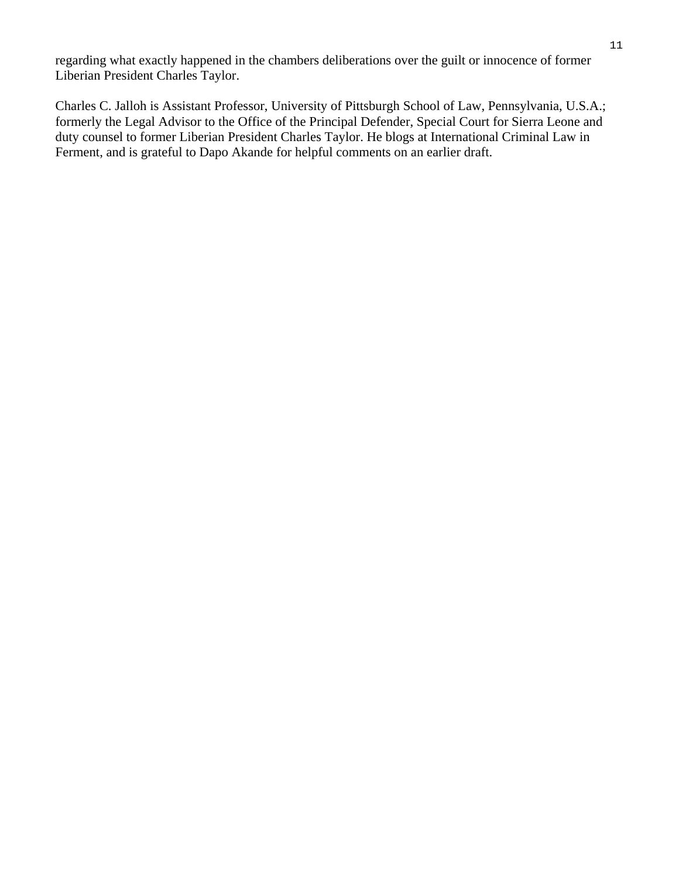regarding what exactly happened in the chambers deliberations over the guilt or innocence of former Liberian President Charles Taylor.

Charles C. Jalloh is Assistant Professor, University of Pittsburgh School of Law, Pennsylvania, U.S.A.; formerly the Legal Advisor to the Office of the Principal Defender, Special Court for Sierra Leone and duty counsel to former Liberian President Charles Taylor. He blogs at International Criminal Law in Ferment, and is grateful to Dapo Akande for helpful comments on an earlier draft.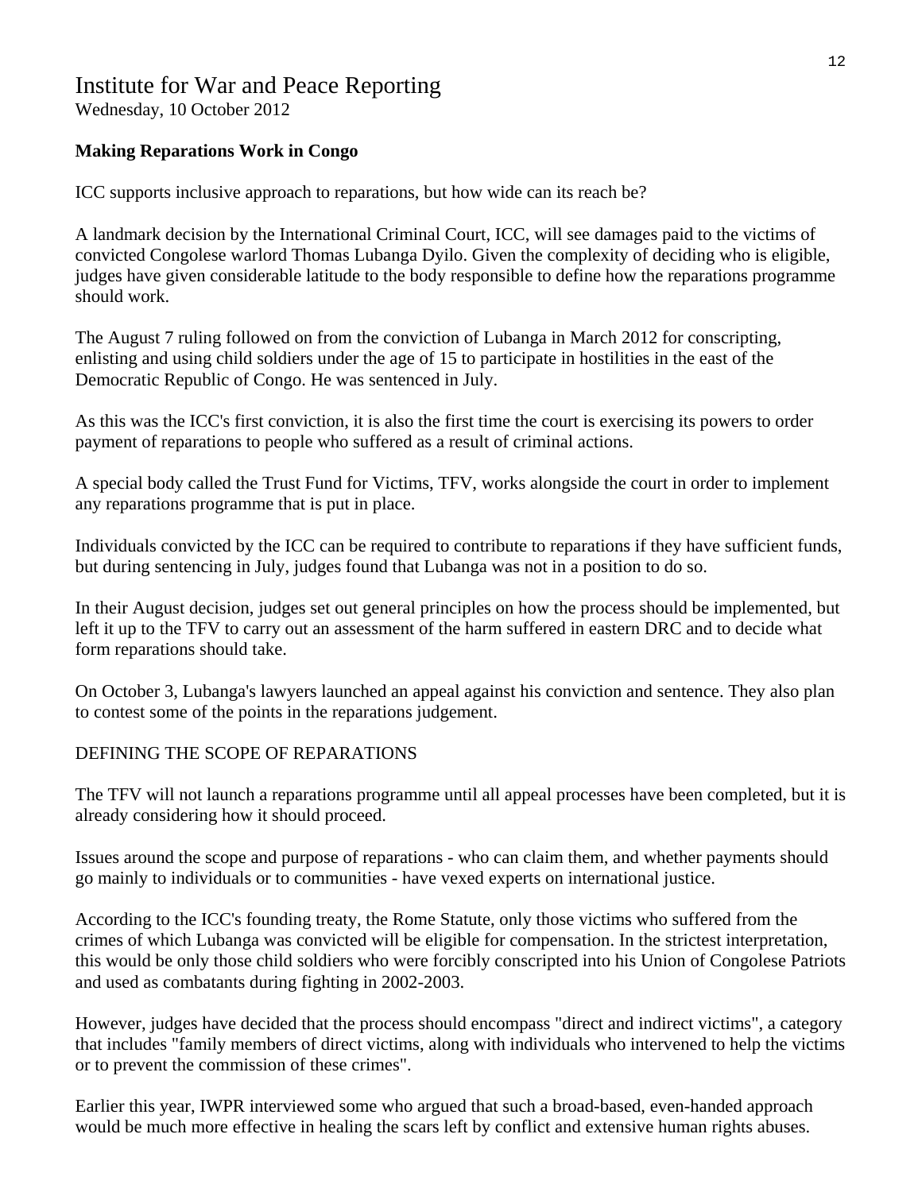# Institute for War and Peace Reporting

Wednesday, 10 October 2012

**Making Reparations Work in Congo**

ICC supports inclusive approach to reparations, but how wide can its reach be?

A landmark decision by the International Criminal Court, ICC, will see damages paid to the victims of convicted Congolese warlord Thomas Lubanga Dyilo. Given the complexity of deciding who is eligible, judges have given considerable latitude to the body responsible to define how the reparations programme should work.

The August 7 ruling followed on from the conviction of Lubanga in March 2012 for conscripting, enlisting and using child soldiers under the age of 15 to participate in hostilities in the east of the Democratic Republic of Congo. He was sentenced in July.

As this was the ICC's first conviction, it is also the first time the court is exercising its powers to order payment of reparations to people who suffered as a result of criminal actions.

A special body called the Trust Fund for Victims, TFV, works alongside the court in order to implement any reparations programme that is put in place.

Individuals convicted by the ICC can be required to contribute to reparations if they have sufficient funds, but during sentencing in July, judges found that Lubanga was not in a position to do so.

In their August decision, judges set out general principles on how the process should be implemented, but left it up to the TFV to carry out an assessment of the harm suffered in eastern DRC and to decide what form reparations should take.

On October 3, Lubanga's lawyers launched an appeal against his conviction and sentence. They also plan to contest some of the points in the reparations judgement.

DEFINING THE SCOPE OF REPARATIONS

The TFV will not launch a reparations programme until all appeal processes have been completed, but it is already considering how it should proceed.

Issues around the scope and purpose of reparations - who can claim them, and whether payments should go mainly to individuals or to communities - have vexed experts on international justice.

According to the ICC's founding treaty, the Rome Statute, only those victims who suffered from the crimes of which Lubanga was convicted will be eligible for compensation. In the strictest interpretation, this would be only those child soldiers who were forcibly conscripted into his Union of Congolese Patriots and used as combatants during fighting in 2002-2003.

However, judges have decided that the process should encompass "direct and indirect victims", a category that includes "family members of direct victims, along with individuals who intervened to help the victims or to prevent the commission of these crimes".

Earlier this year, IWPR interviewed some who argued that such a broad-based, even-handed approach would be much more effective in healing the scars left by conflict and extensive human rights abuses.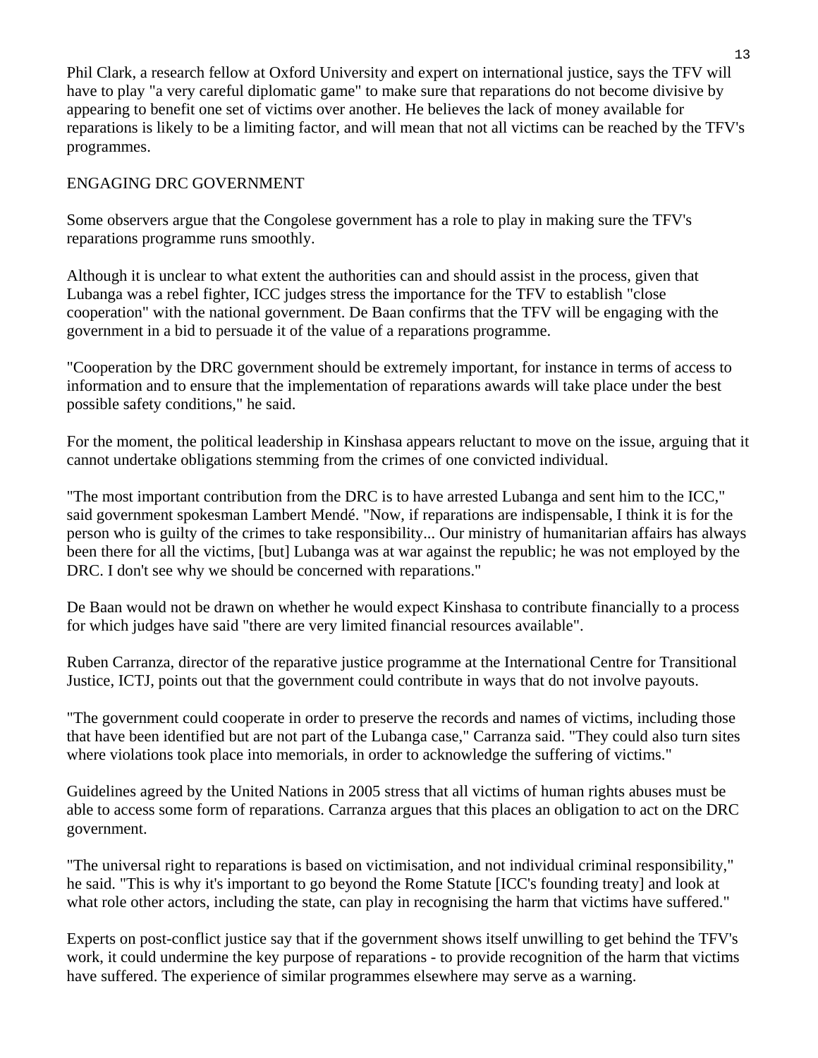Phil Clark, a research fellow at Oxford University and expert on international justice, says the TFV will have to play "a very careful diplomatic game" to make sure that reparations do not become divisive by appearing to benefit one set of victims over another. He believes the lack of money available for reparations is likely to be a limiting factor, and will mean that not all victims can be reached by the TFV's programmes.

## ENGAGING DRC GOVERNMENT

Some observers argue that the Congolese government has a role to play in making sure the TFV's reparations programme runs smoothly.

Although it is unclear to what extent the authorities can and should assist in the process, given that Lubanga was a rebel fighter, ICC judges stress the importance for the TFV to establish "close cooperation" with the national government. De Baan confirms that the TFV will be engaging with the government in a bid to persuade it of the value of a reparations programme.

"Cooperation by the DRC government should be extremely important, for instance in terms of access to information and to ensure that the implementation of reparations awards will take place under the best possible safety conditions," he said.

For the moment, the political leadership in Kinshasa appears reluctant to move on the issue, arguing that it cannot undertake obligations stemming from the crimes of one convicted individual.

"The most important contribution from the DRC is to have arrested Lubanga and sent him to the ICC," said government spokesman Lambert Mendé. "Now, if reparations are indispensable, I think it is for the person who is guilty of the crimes to take responsibility... Our ministry of humanitarian affairs has always been there for all the victims, [but] Lubanga was at war against the republic; he was not employed by the DRC. I don't see why we should be concerned with reparations."

De Baan would not be drawn on whether he would expect Kinshasa to contribute financially to a process for which judges have said "there are very limited financial resources available".

Ruben Carranza, director of the reparative justice programme at the International Centre for Transitional Justice, ICTJ, points out that the government could contribute in ways that do not involve payouts.

"The government could cooperate in order to preserve the records and names of victims, including those that have been identified but are not part of the Lubanga case," Carranza said. "They could also turn sites where violations took place into memorials, in order to acknowledge the suffering of victims."

Guidelines agreed by the United Nations in 2005 stress that all victims of human rights abuses must be able to access some form of reparations. Carranza argues that this places an obligation to act on the DRC government.

"The universal right to reparations is based on victimisation, and not individual criminal responsibility," he said. "This is why it's important to go beyond the Rome Statute [ICC's founding treaty] and look at what role other actors, including the state, can play in recognising the harm that victims have suffered."

Experts on post-conflict justice say that if the government shows itself unwilling to get behind the TFV's work, it could undermine the key purpose of reparations - to provide recognition of the harm that victims have suffered. The experience of similar programmes elsewhere may serve as a warning.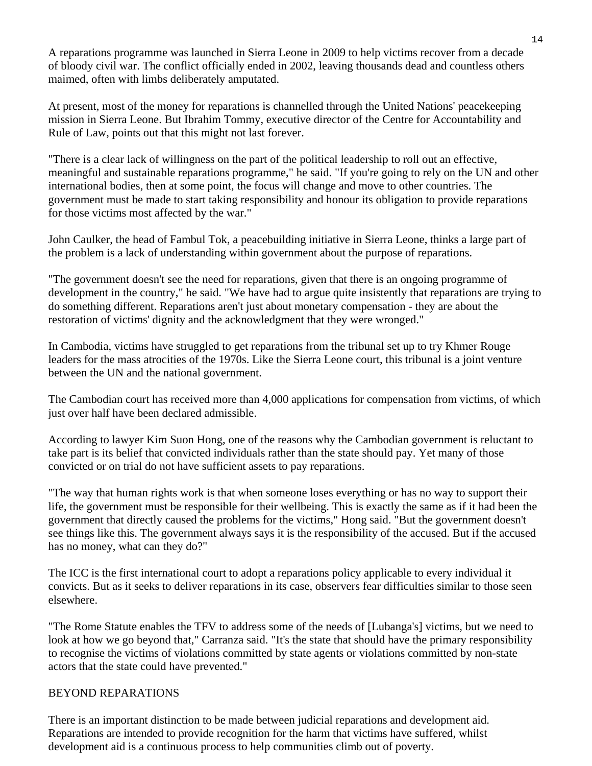A reparations programme was launched in Sierra Leone in 2009 to help victims recover from a decade of bloody civil war. The conflict officially ended in 2002, leaving thousands dead and countless others maimed, often with limbs deliberately amputated.

At present, most of the money for reparations is channelled through the United Nations' peacekeeping mission in Sierra Leone. But Ibrahim Tommy, executive director of the Centre for Accountability and Rule of Law, points out that this might not last forever.

"There is a clear lack of willingness on the part of the political leadership to roll out an effective, meaningful and sustainable reparations programme," he said. "If you're going to rely on the UN and other international bodies, then at some point, the focus will change and move to other countries. The government must be made to start taking responsibility and honour its obligation to provide reparations for those victims most affected by the war."

John Caulker, the head of Fambul Tok, a peacebuilding initiative in Sierra Leone, thinks a large part of the problem is a lack of understanding within government about the purpose of reparations.

"The government doesn't see the need for reparations, given that there is an ongoing programme of development in the country," he said. "We have had to argue quite insistently that reparations are trying to do something different. Reparations aren't just about monetary compensation - they are about the restoration of victims' dignity and the acknowledgment that they were wronged."

In Cambodia, victims have struggled to get reparations from the tribunal set up to try Khmer Rouge leaders for the mass atrocities of the 1970s. Like the Sierra Leone court, this tribunal is a joint venture between the UN and the national government.

The Cambodian court has received more than 4,000 applications for compensation from victims, of which just over half have been declared admissible.

According to lawyer Kim Suon Hong, one of the reasons why the Cambodian government is reluctant to take part is its belief that convicted individuals rather than the state should pay. Yet many of those convicted or on trial do not have sufficient assets to pay reparations.

"The way that human rights work is that when someone loses everything or has no way to support their life, the government must be responsible for their wellbeing. This is exactly the same as if it had been the government that directly caused the problems for the victims," Hong said. "But the government doesn't see things like this. The government always says it is the responsibility of the accused. But if the accused has no money, what can they do?"

The ICC is the first international court to adopt a reparations policy applicable to every individual it convicts. But as it seeks to deliver reparations in its case, observers fear difficulties similar to those seen elsewhere.

"The Rome Statute enables the TFV to address some of the needs of [Lubanga's] victims, but we need to look at how we go beyond that," Carranza said. "It's the state that should have the primary responsibility to recognise the victims of violations committed by state agents or violations committed by non-state actors that the state could have prevented."

## BEYOND REPARATIONS

There is an important distinction to be made between judicial reparations and development aid. Reparations are intended to provide recognition for the harm that victims have suffered, whilst development aid is a continuous process to help communities climb out of poverty.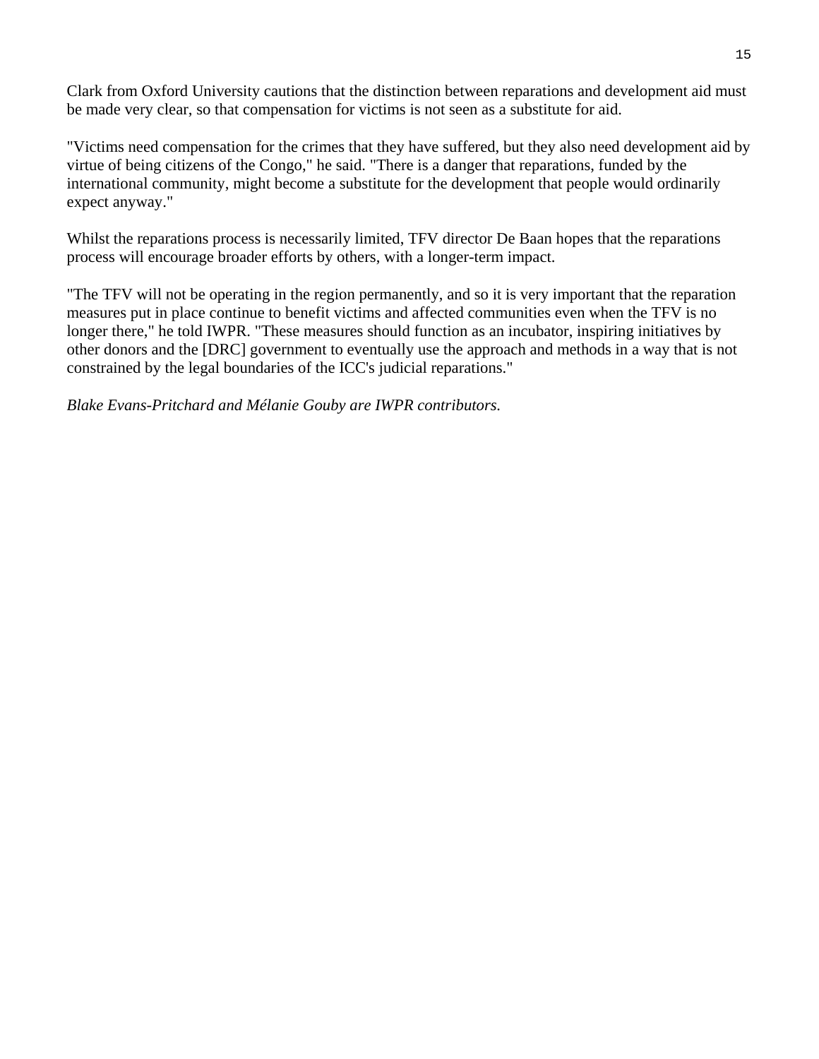Clark from Oxford University cautions that the distinction between reparations and development aid must be made very clear, so that compensation for victims is not seen as a substitute for aid.

"Victims need compensation for the crimes that they have suffered, but they also need development aid by virtue of being citizens of the Congo," he said. "There is a danger that reparations, funded by the international community, might become a substitute for the development that people would ordinarily expect anyway."

Whilst the reparations process is necessarily limited, TFV director De Baan hopes that the reparations process will encourage broader efforts by others, with a longer-term impact.

"The TFV will not be operating in the region permanently, and so it is very important that the reparation measures put in place continue to benefit victims and affected communities even when the TFV is no longer there," he told IWPR. "These measures should function as an incubator, inspiring initiatives by other donors and the [DRC] government to eventually use the approach and methods in a way that is not constrained by the legal boundaries of the ICC's judicial reparations."

*Blake Evans-Pritchard and Mélanie Gouby are IWPR contributors.*